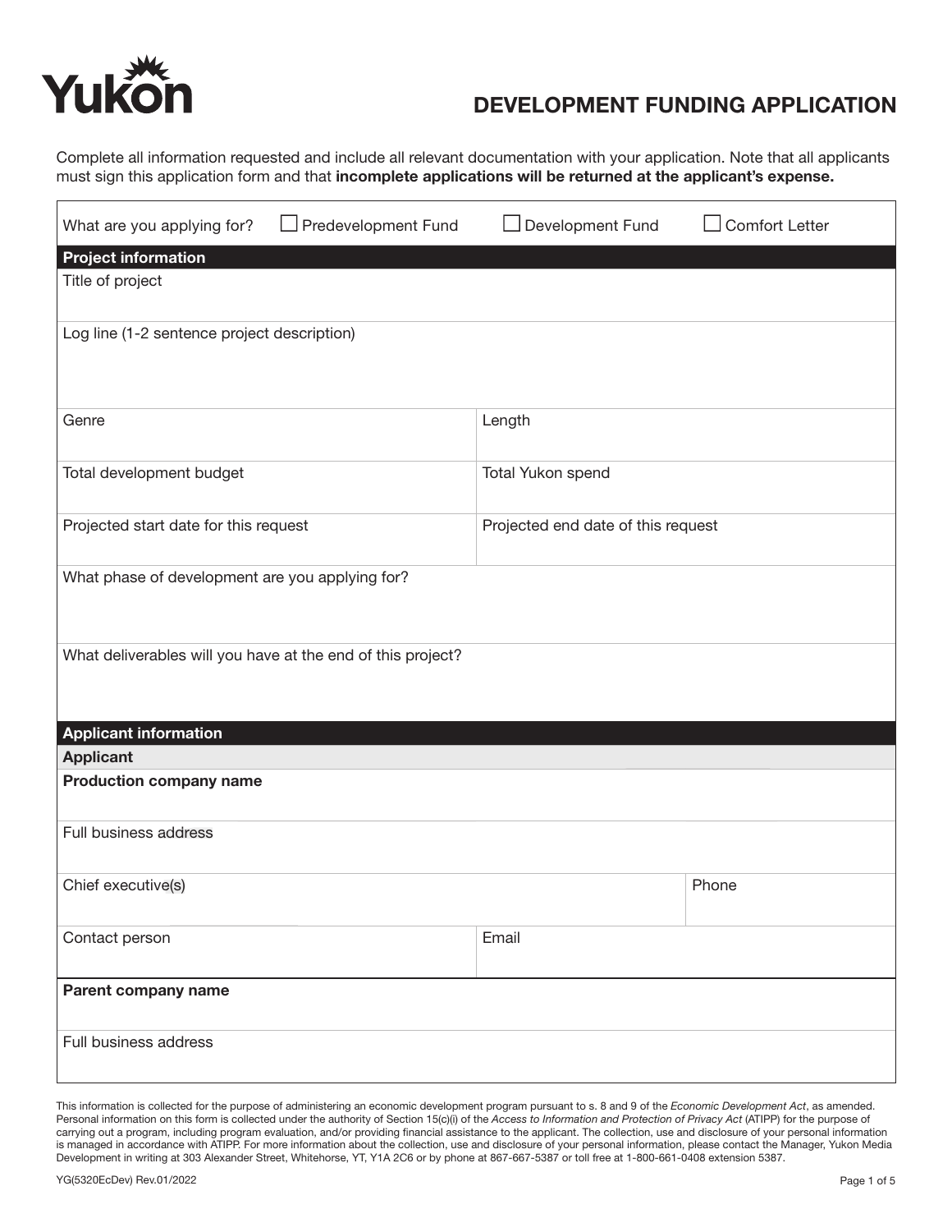# DEVELOPMENT FUNDING APPLICATION

Complete all information requested and include all relevant documentation with your application. Note that all applicants must sign this application form and that **incomplete applications will be returned at the applicant's expense.**

What are you applying for? ☐ Predevelopment Fund ☐ Development Fund ☐ Comfort Letter

## Project information

| Title of project | |
|---|---|
| Log line (1-2 sentence project description) | |
| Genre | Length |
| Total development budget | Total Yukon spend |
| Projected start date for this request | Projected end date of this request |
| What phase of development are you applying for? | |
| What deliverables will you have at the end of this project? | |

## Applicant information

### Applicant

| **Production company name** | |
|---|---|
| Full business address | |
| Chief executive(s) | Phone |
| Contact person | Email |
| **Parent company name** | |
| Full business address | |

This information is collected for the purpose of administering an economic development program pursuant to s. 8 and 9 of the *Economic Development Act*, as amended. Personal information on this form is collected under the authority of Section 15(c)(i) of the *Access to Information and Protection of Privacy Act* (ATIPP) for the purpose of carrying out a program, including program evaluation, and/or providing financial assistance to the applicant. The collection, use and disclosure of your personal information is managed in accordance with ATIPP. For more information about the collection, use and disclosure of your personal information, please contact the Manager, Yukon Media Development in writing at 303 Alexander Street, Whitehorse, YT, Y1A 2C6 or by phone at 867-667-5387 or toll free at 1-800-661-0408 extension 5387.

YG(5320EcDev) Rev.01/2022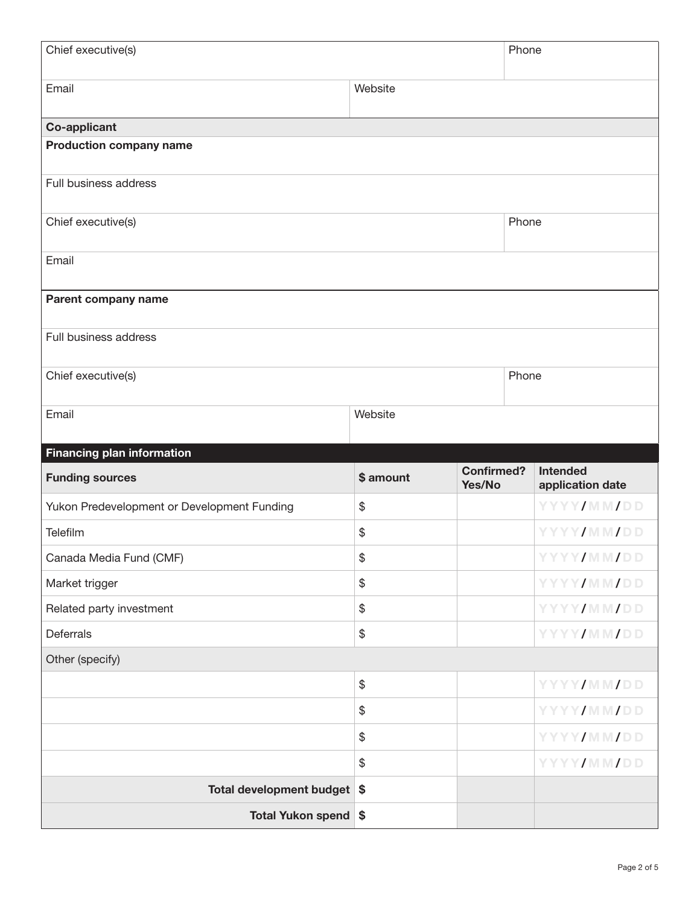| Chief executive(s) | | Phone |
|---|---|---|
| Email | Website | |

## Co-applicant

| **Production company name** | |
|---|---|
| Full business address | |
| Chief executive(s) | Phone |
| Email | |

| **Parent company name** | | |
|---|---|---|
| Full business address | | |
| Chief executive(s) | | Phone |
| Email | Website | |

## Financing plan information

| Funding sources | $ amount | Confirmed? Yes/No | Intended application date |
|---|---|---|---|
| Yukon Predevelopment or Development Funding | $ | | YYYY/MM/DD |
| Telefilm | $ | | YYYY/MM/DD |
| Canada Media Fund (CMF) | $ | | YYYY/MM/DD |
| Market trigger | $ | | YYYY/MM/DD |
| Related party investment | $ | | YYYY/MM/DD |
| Deferrals | $ | | YYYY/MM/DD |
| Other (specify) | | | |
| | $ | | YYYY/MM/DD |
| | $ | | YYYY/MM/DD |
| | $ | | YYYY/MM/DD |
| | $ | | YYYY/MM/DD |
| **Total development budget** | **$** | | |
| **Total Yukon spend** | **$** | | |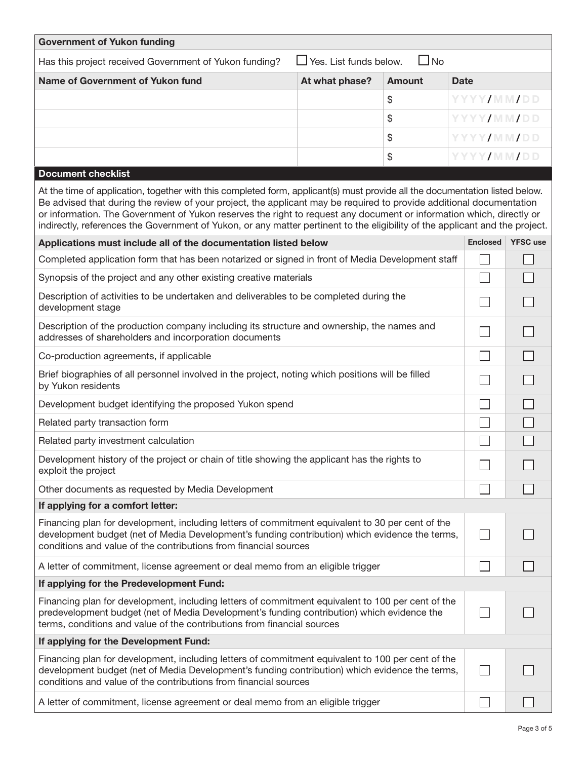## Government of Yukon funding

Has this project received Government of Yukon funding? ☐ Yes. List funds below. ☐ No

| Name of Government of Yukon fund | At what phase? | Amount | Date |
| --- | --- | --- | --- |
| | | $ | YYYY/MM/DD |
| | | $ | YYYY/MM/DD |
| | | $ | YYYY/MM/DD |
| | | $ | YYYY/MM/DD |

## Document checklist

At the time of application, together with this completed form, applicant(s) must provide all the documentation listed below. Be advised that during the review of your project, the applicant may be required to provide additional documentation or information. The Government of Yukon reserves the right to request any document or information which, directly or indirectly, references the Government of Yukon, or any matter pertinent to the eligibility of the applicant and the project.

| Applications must include all of the documentation listed below | Enclosed | YFSC use |
| --- | --- | --- |
| Completed application form that has been notarized or signed in front of Media Development staff | ☐ | ☐ |
| Synopsis of the project and any other existing creative materials | ☐ | ☐ |
| Description of activities to be undertaken and deliverables to be completed during the development stage | ☐ | ☐ |
| Description of the production company including its structure and ownership, the names and addresses of shareholders and incorporation documents | ☐ | ☐ |
| Co-production agreements, if applicable | ☐ | ☐ |
| Brief biographies of all personnel involved in the project, noting which positions will be filled by Yukon residents | ☐ | ☐ |
| Development budget identifying the proposed Yukon spend | ☐ | ☐ |
| Related party transaction form | ☐ | ☐ |
| Related party investment calculation | ☐ | ☐ |
| Development history of the project or chain of title showing the applicant has the rights to exploit the project | ☐ | ☐ |
| Other documents as requested by Media Development | ☐ | ☐ |
| **If applying for a comfort letter:** | | |
| Financing plan for development, including letters of commitment equivalent to 30 per cent of the development budget (net of Media Development's funding contribution) which evidence the terms, conditions and value of the contributions from financial sources | ☐ | ☐ |
| A letter of commitment, license agreement or deal memo from an eligible trigger | ☐ | ☐ |
| **If applying for the Predevelopment Fund:** | | |
| Financing plan for development, including letters of commitment equivalent to 100 per cent of the predevelopment budget (net of Media Development's funding contribution) which evidence the terms, conditions and value of the contributions from financial sources | ☐ | ☐ |
| **If applying for the Development Fund:** | | |
| Financing plan for development, including letters of commitment equivalent to 100 per cent of the development budget (net of Media Development's funding contribution) which evidence the terms, conditions and value of the contributions from financial sources | ☐ | ☐ |
| A letter of commitment, license agreement or deal memo from an eligible trigger | ☐ | ☐ |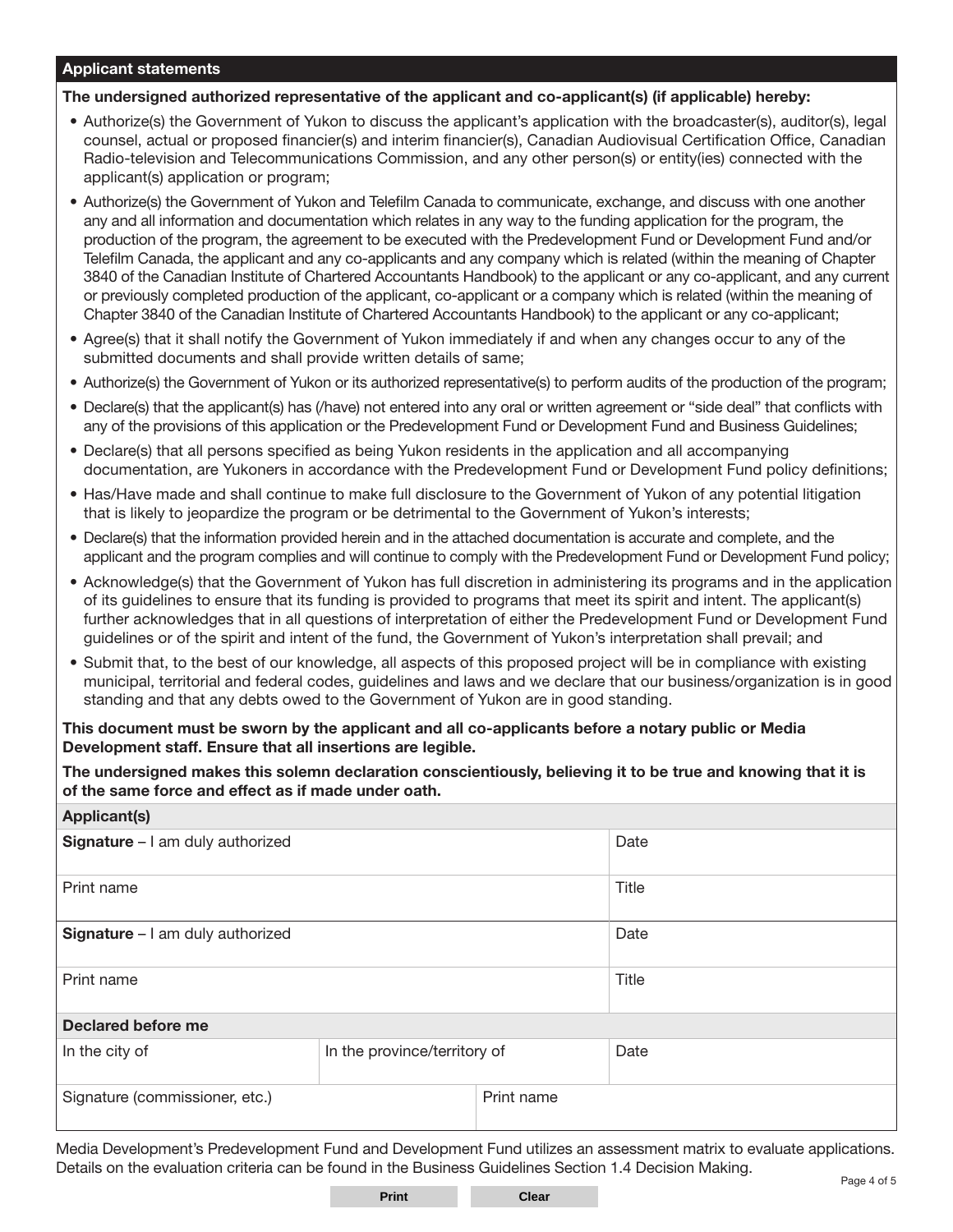## Applicant statements

**The undersigned authorized representative of the applicant and co-applicant(s) (if applicable) hereby:**

- Authorize(s) the Government of Yukon to discuss the applicant's application with the broadcaster(s), auditor(s), legal counsel, actual or proposed financier(s) and interim financier(s), Canadian Audiovisual Certification Office, Canadian Radio-television and Telecommunications Commission, and any other person(s) or entity(ies) connected with the applicant(s) application or program;
- Authorize(s) the Government of Yukon and Telefilm Canada to communicate, exchange, and discuss with one another any and all information and documentation which relates in any way to the funding application for the program, the production of the program, the agreement to be executed with the Predevelopment Fund or Development Fund and/or Telefilm Canada, the applicant and any co-applicants and any company which is related (within the meaning of Chapter 3840 of the Canadian Institute of Chartered Accountants Handbook) to the applicant or any co-applicant, and any current or previously completed production of the applicant, co-applicant or a company which is related (within the meaning of Chapter 3840 of the Canadian Institute of Chartered Accountants Handbook) to the applicant or any co-applicant;
- Agree(s) that it shall notify the Government of Yukon immediately if and when any changes occur to any of the submitted documents and shall provide written details of same;
- Authorize(s) the Government of Yukon or its authorized representative(s) to perform audits of the production of the program;
- Declare(s) that the applicant(s) has (/have) not entered into any oral or written agreement or "side deal" that conflicts with any of the provisions of this application or the Predevelopment Fund or Development Fund and Business Guidelines;
- Declare(s) that all persons specified as being Yukon residents in the application and all accompanying documentation, are Yukoners in accordance with the Predevelopment Fund or Development Fund policy definitions;
- Has/Have made and shall continue to make full disclosure to the Government of Yukon of any potential litigation that is likely to jeopardize the program or be detrimental to the Government of Yukon's interests;
- Declare(s) that the information provided herein and in the attached documentation is accurate and complete, and the applicant and the program complies and will continue to comply with the Predevelopment Fund or Development Fund policy;
- Acknowledge(s) that the Government of Yukon has full discretion in administering its programs and in the application of its guidelines to ensure that its funding is provided to programs that meet its spirit and intent. The applicant(s) further acknowledges that in all questions of interpretation of either the Predevelopment Fund or Development Fund guidelines or of the spirit and intent of the fund, the Government of Yukon's interpretation shall prevail; and
- Submit that, to the best of our knowledge, all aspects of this proposed project will be in compliance with existing municipal, territorial and federal codes, guidelines and laws and we declare that our business/organization is in good standing and that any debts owed to the Government of Yukon are in good standing.

**This document must be sworn by the applicant and all co-applicants before a notary public or Media Development staff. Ensure that all insertions are legible.**

**The undersigned makes this solemn declaration conscientiously, believing it to be true and knowing that it is of the same force and effect as if made under oath.**

| **Applicant(s)** | |
|---|---|
| **Signature** – I am duly authorized | Date |
| Print name | Title |
| **Signature** – I am duly authorized | Date |
| Print name | Title |

| **Declared before me** | | |
|---|---|---|
| In the city of | In the province/territory of | Date |
| Signature (commissioner, etc.) | Print name | |

Media Development's Predevelopment Fund and Development Fund utilizes an assessment matrix to evaluate applications. Details on the evaluation criteria can be found in the Business Guidelines Section 1.4 Decision Making.

Print | Clear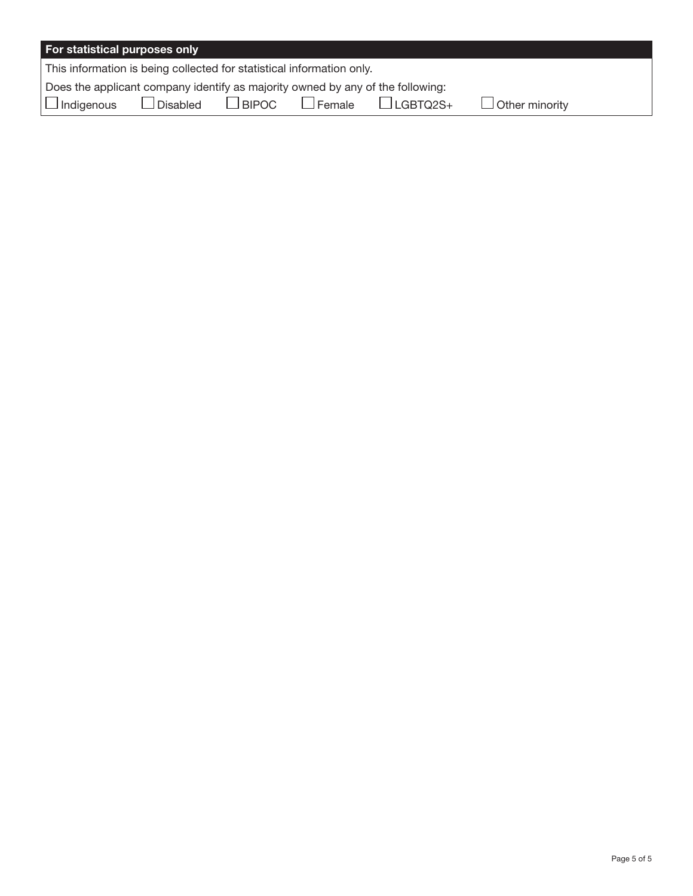## For statistical purposes only

This information is being collected for statistical information only.

Does the applicant company identify as majority owned by any of the following:

☐ Indigenous ☐ Disabled ☐ BIPOC ☐ Female ☐ LGBTQ2S+ ☐ Other minority